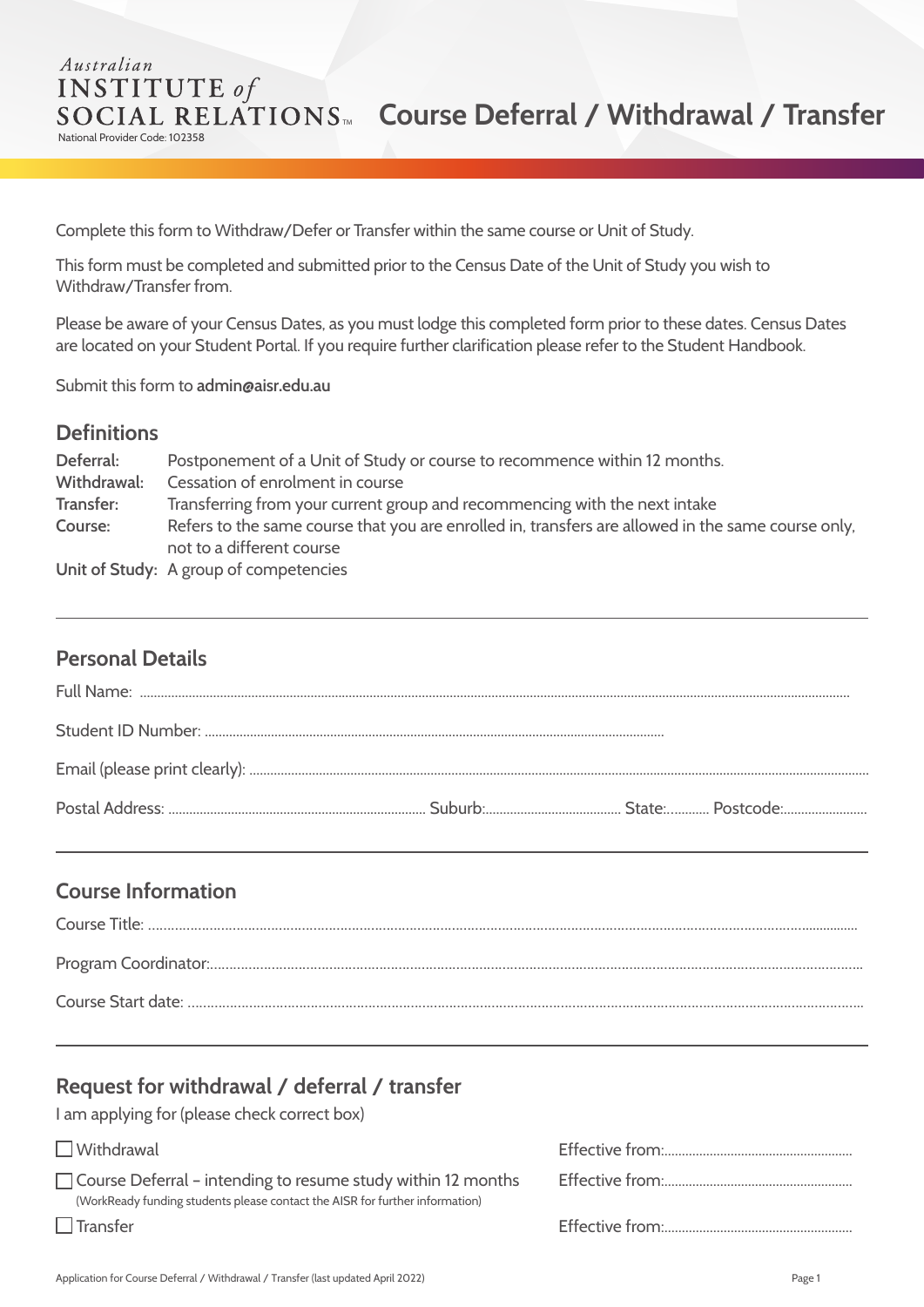Australian
INSTITUTE of
SOCIAL RELATIONS™
National Provider Code: 102358

# Course Deferral / Withdrawal / Transfer

Complete this form to Withdraw/Defer or Transfer within the same course or Unit of Study.

This form must be completed and submitted prior to the Census Date of the Unit of Study you wish to Withdraw/Transfer from.

Please be aware of your Census Dates, as you must lodge this completed form prior to these dates. Census Dates are located on your Student Portal. If you require further clarification please refer to the Student Handbook.

Submit this form to **admin@aisr.edu.au**

## Definitions

**Deferral:** Postponement of a Unit of Study or course to recommence within 12 months.
**Withdrawal:** Cessation of enrolment in course
**Transfer:** Transferring from your current group and recommencing with the next intake
**Course:** Refers to the same course that you are enrolled in, transfers are allowed in the same course only, not to a different course
**Unit of Study:** A group of competencies

---

## Personal Details

Full Name: ..............................................................................................................

Student ID Number: ..............................................................................................................

Email (please print clearly): ..............................................................................................................

Postal Address: ........................................ Suburb:........................ State:........... Postcode:....................

---

## Course Information

Course Title: ..............................................................................................................

Program Coordinator:..............................................................................................................

Course Start date: ..............................................................................................................

---

## Request for withdrawal / deferral / transfer

I am applying for (please check correct box)

☐ Withdrawal — Effective from:........................................

☐ Course Deferral – intending to resume study within 12 months — Effective from:........................................
(WorkReady funding students please contact the AISR for further information)

☐ Transfer — Effective from:........................................

Application for Course Deferral / Withdrawal / Transfer (last updated April 2022)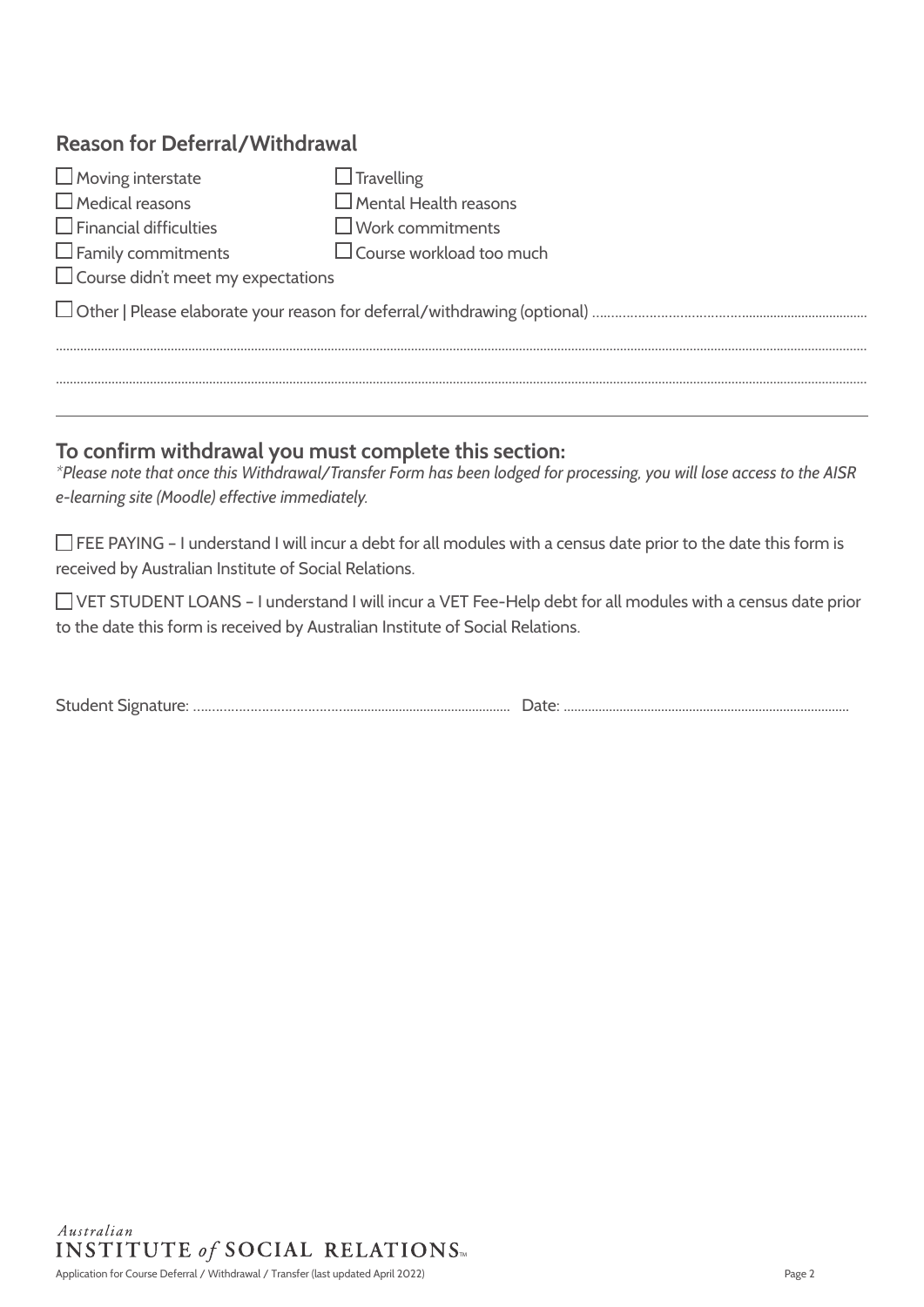## Reason for Deferral/Withdrawal

- ☐ Moving interstate
- ☐ Travelling
- ☐ Medical reasons
- ☐ Mental Health reasons
- ☐ Financial difficulties
- ☐ Work commitments
- ☐ Family commitments
- ☐ Course workload too much
- ☐ Course didn't meet my expectations

☐ Other | Please elaborate your reason for deferral/withdrawing (optional) ..........................................................................

..........................................................................................................................................................................................

..........................................................................................................................................................................................

---

## To confirm withdrawal you must complete this section:

**\****Please note that once this Withdrawal/Transfer Form has been lodged for processing, you will lose access to the AISR e-learning site (Moodle) effective immediately.***

☐ FEE PAYING – I understand I will incur a debt for all modules with a census date prior to the date this form is received by Australian Institute of Social Relations.

☐ VET STUDENT LOANS – I understand I will incur a VET Fee-Help debt for all modules with a census date prior to the date this form is received by Australian Institute of Social Relations.

Student Signature: ..................................................................................... Date: ..................................................................................